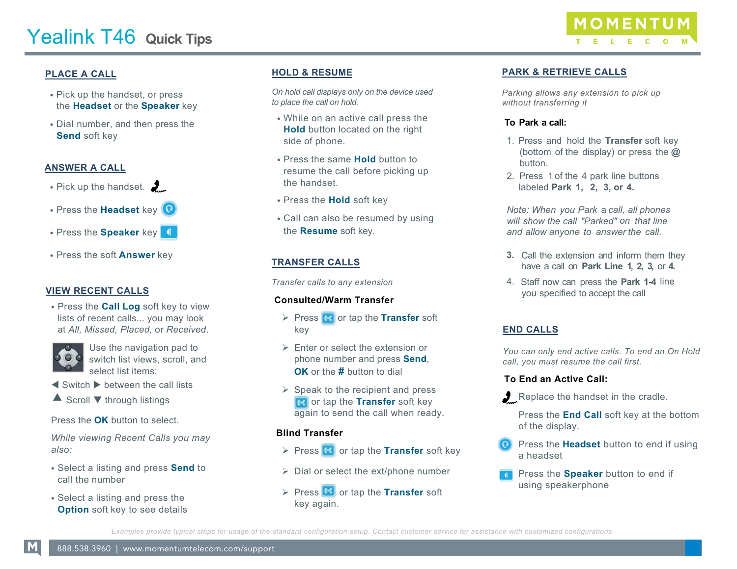# Yealink T46 Quick Tips

MOMENTUM TELECOM

## PLACE A CALL

- Pick up the handset, or press the **Headset** or the **Speaker** key
- Dial number, and then press the **Send** soft key

## ANSWER A CALL

- Pick up the handset.
- Press the **Headset** key
- Press the **Speaker** key
- Press the soft **Answer** key

## VIEW RECENT CALLS

- Press the **Call Log** soft key to view lists of recent calls... you may look at *All, Missed, Placed,* or *Received*.

Use the navigation pad to switch list views, scroll, and select list items:

◀ Switch ▶ between the call lists

▲ Scroll ▼ through listings

Press the **OK** button to select.

*While viewing Recent Calls you may also:*

- Select a listing and press **Send** to call the number
- Select a listing and press the **Option** soft key to see details

## HOLD & RESUME

*On hold call displays only on the device used to place the call on hold.*

- While on an active call press the **Hold** button located on the right side of phone.
- Press the same **Hold** button to resume the call before picking up the handset.
- Press the **Hold** soft key
- Call can also be resumed by using the **Resume** soft key.

## TRANSFER CALLS

*Transfer calls to any extension*

### Consulted/Warm Transfer

- Press or tap the **Transfer** soft key
- Enter or select the extension or phone number and press **Send**, **OK** or the **#** button to dial
- Speak to the recipient and press or tap the **Transfer** soft key again to send the call when ready.

### Blind Transfer

- Press or tap the **Transfer** soft key
- Dial or select the ext/phone number
- Press or tap the **Transfer** soft key again.

## PARK & RETRIEVE CALLS

*Parking allows any extension to pick up without transferring it*

### To Park a call:

1. Press and hold the **Transfer** soft key (bottom of the display) or press the **@** button.
2. Press 1 of the 4 park line buttons labeled **Park 1, 2, 3, or 4.**

*Note: When you Park a call, all phones will show the call "Parked" on that line and allow anyone to answer the call.*

3. Call the extension and inform them they have a call on **Park Line 1, 2, 3,** or **4.**
4. Staff now can press the **Park 1-4** line you specified to accept the call

## END CALLS

*You can only end active calls. To end an On Hold call, you must resume the call first.*

### To End an Active Call:

Replace the handset in the cradle.

Press the **End Call** soft key at the bottom of the display.

Press the **Headset** button to end if using a headset

Press the **Speaker** button to end if using speakerphone

*Examples provide typical steps for usage of the standard configuration setup. Contact customer service for assistance with customized configurations.*

888.538.3960 | www.momentumtelecom.com/support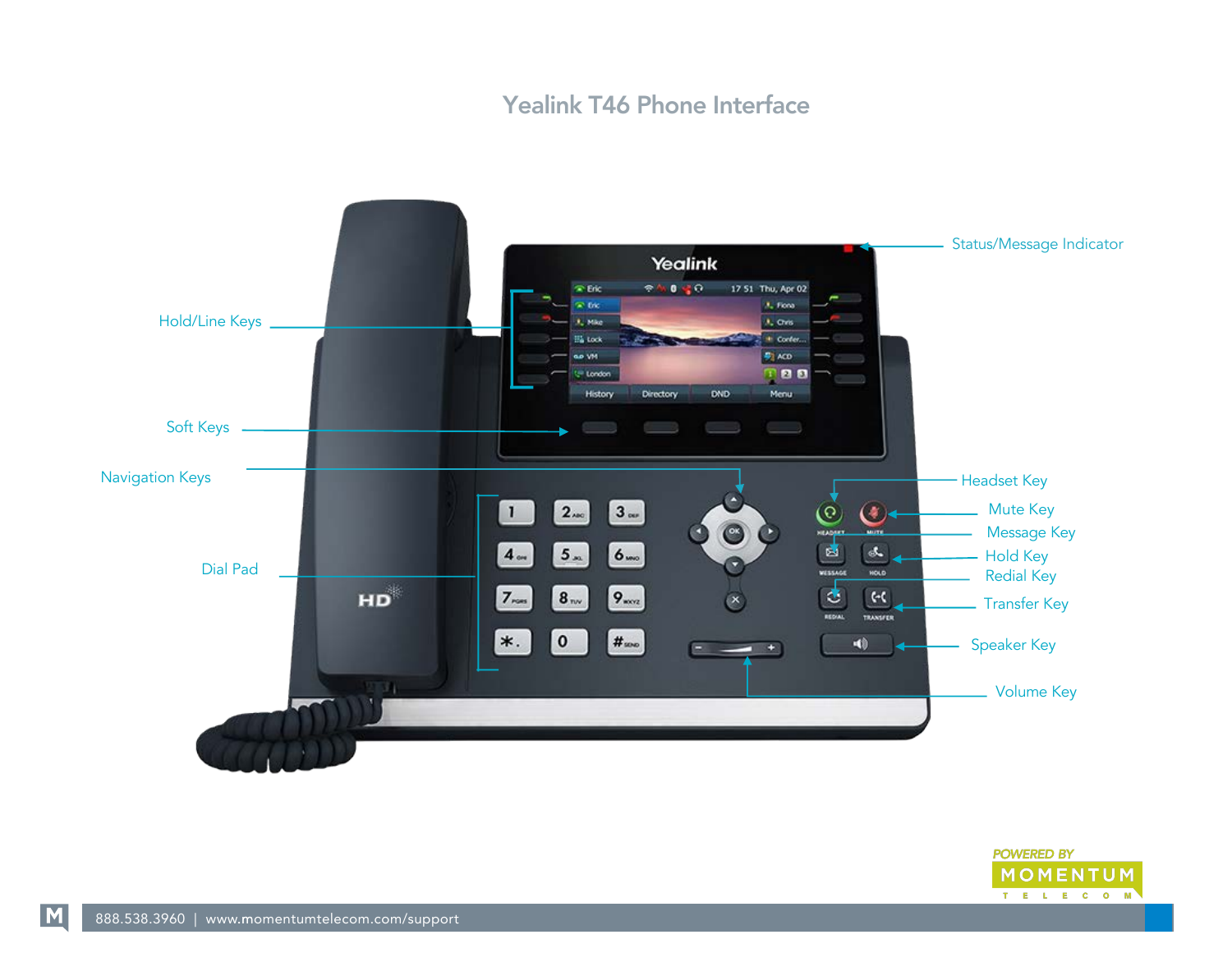# Yealink T46 Phone Interface

Hold/Line Keys

Soft Keys

Navigation Keys

Dial Pad

Status/Message Indicator

Headset Key

Mute Key

Message Key

Hold Key

Redial Key

Transfer Key

Speaker Key

Volume Key

POWERED BY MOMENTUM TELECOM

888.538.3960 | www.momentumtelecom.com/support